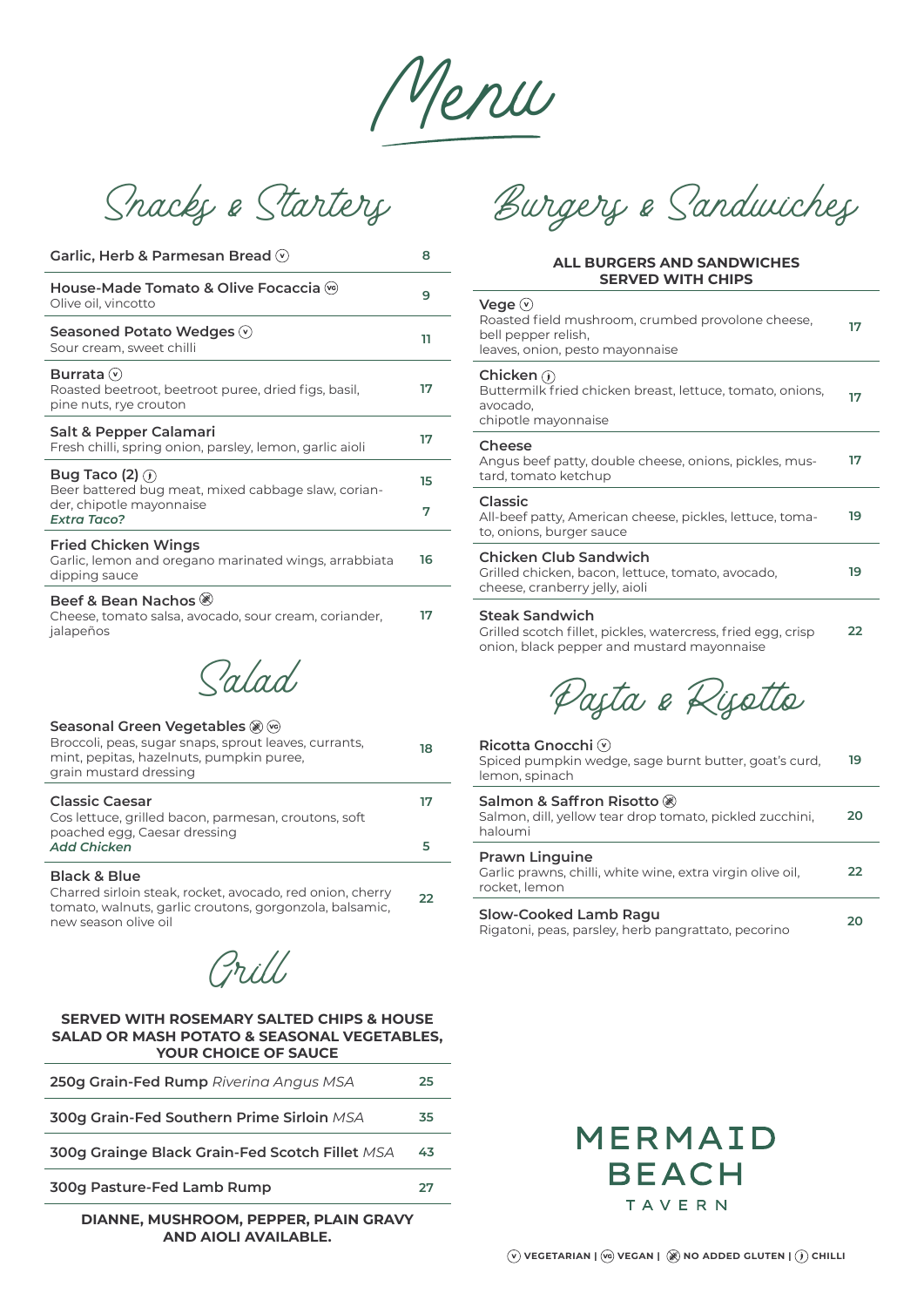# Menu

## Snacks & Starters

| Item | Price |
|---|---|
| **Garlic, Herb & Parmesan Bread** (V) | 8 |
| **House-Made Tomato & Olive Focaccia** (VG) Olive oil, vincotto | 9 |
| **Seasoned Potato Wedges** (V) Sour cream, sweet chilli | 11 |
| **Burrata** (V) Roasted beetroot, beetroot puree, dried figs, basil, pine nuts, rye crouton | 17 |
| **Salt & Pepper Calamari** Fresh chilli, spring onion, parsley, lemon, garlic aioli | 17 |
| **Bug Taco (2)** (Chilli) Beer battered bug meat, mixed cabbage slaw, coriander, chipotle mayonnaise | 15 |
| ***Extra Taco?*** | 7 |
| **Fried Chicken Wings** Garlic, lemon and oregano marinated wings, arrabbiata dipping sauce | 16 |
| **Beef & Bean Nachos** (NAG) Cheese, tomato salsa, avocado, sour cream, coriander, jalapeños | 17 |

## Salad

| Item | Price |
|---|---|
| **Seasonal Green Vegetables** (NAG) (VG) Broccoli, peas, sugar snaps, sprout leaves, currants, mint, pepitas, hazelnuts, pumpkin puree, grain mustard dressing | 18 |
| **Classic Caesar** Cos lettuce, grilled bacon, parmesan, croutons, soft poached egg, Caesar dressing | 17 |
| ***Add Chicken*** | 5 |
| **Black & Blue** Charred sirloin steak, rocket, avocado, red onion, cherry tomato, walnuts, garlic croutons, gorgonzola, balsamic, new season olive oil | 22 |

## Grill

**SERVED WITH ROSEMARY SALTED CHIPS & HOUSE SALAD OR MASH POTATO & SEASONAL VEGETABLES, YOUR CHOICE OF SAUCE**

| Item | Price |
|---|---|
| **250g Grain-Fed Rump** *Riverina Angus MSA* | 25 |
| **300g Grain-Fed Southern Prime Sirloin** *MSA* | 35 |
| **300g Grainge Black Grain-Fed Scotch Fillet** *MSA* | 43 |
| **300g Pasture-Fed Lamb Rump** | 27 |

**DIANNE, MUSHROOM, PEPPER, PLAIN GRAVY AND AIOLI AVAILABLE.**

## Burgers & Sandwiches

**ALL BURGERS AND SANDWICHES SERVED WITH CHIPS**

| Item | Price |
|---|---|
| **Vege** (V) Roasted field mushroom, crumbed provolone cheese, bell pepper relish, leaves, onion, pesto mayonnaise | 17 |
| **Chicken** (Chilli) Buttermilk fried chicken breast, lettuce, tomato, onions, avocado, chipotle mayonnaise | 17 |
| **Cheese** Angus beef patty, double cheese, onions, pickles, mustard, tomato ketchup | 17 |
| **Classic** All-beef patty, American cheese, pickles, lettuce, tomato, onions, burger sauce | 19 |
| **Chicken Club Sandwich** Grilled chicken, bacon, lettuce, tomato, avocado, cheese, cranberry jelly, aioli | 19 |
| **Steak Sandwich** Grilled scotch fillet, pickles, watercress, fried egg, crisp onion, black pepper and mustard mayonnaise | 22 |

## Pasta & Risotto

| Item | Price |
|---|---|
| **Ricotta Gnocchi** (V) Spiced pumpkin wedge, sage burnt butter, goat's curd, lemon, spinach | 19 |
| **Salmon & Saffron Risotto** (NAG) Salmon, dill, yellow tear drop tomato, pickled zucchini, haloumi | 20 |
| **Prawn Linguine** Garlic prawns, chilli, white wine, extra virgin olive oil, rocket, lemon | 22 |
| **Slow-Cooked Lamb Ragu** Rigatoni, peas, parsley, herb pangrattato, pecorino | 20 |

MERMAID BEACH TAVERN

(V) VEGETARIAN | (VG) VEGAN | (NAG) NO ADDED GLUTEN | (Chilli) CHILLI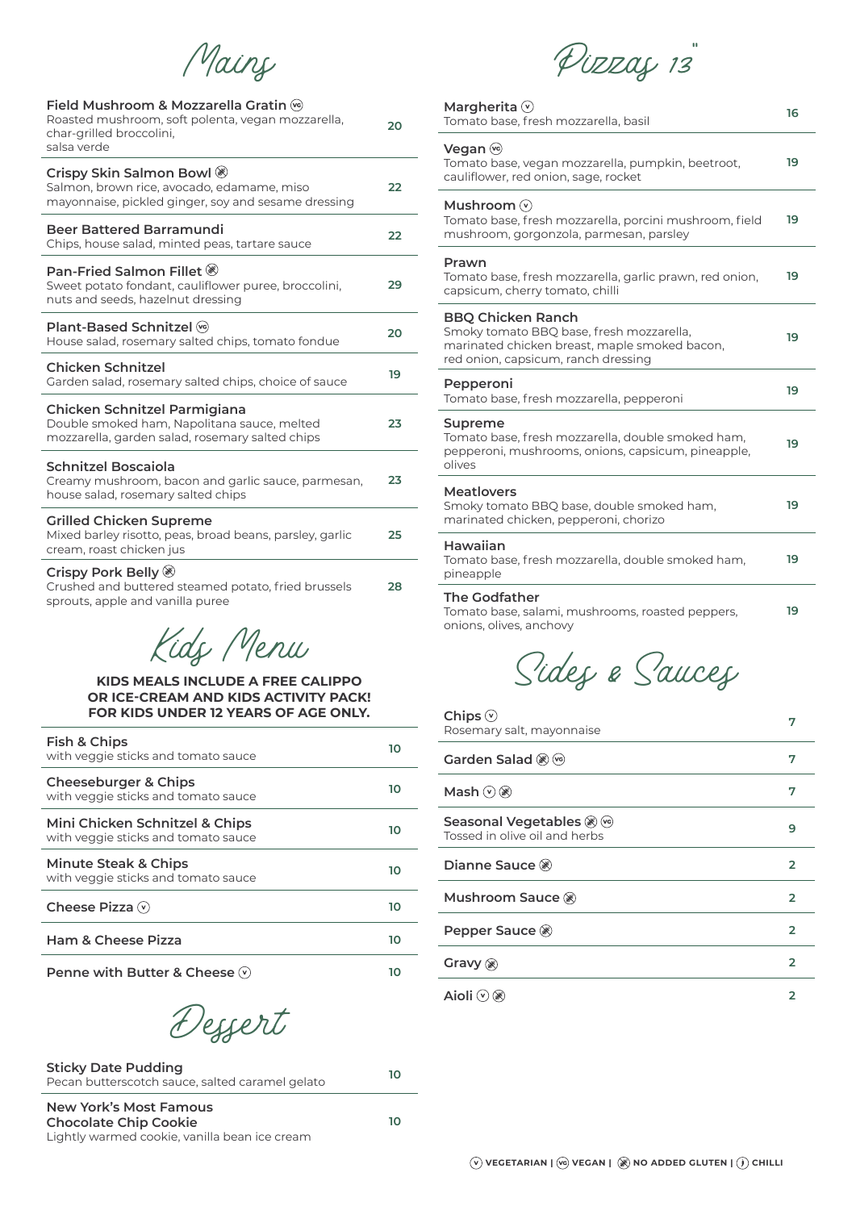## Mains

| | |
|---|---|
| **Field Mushroom & Mozzarella Gratin** (VG)<br>Roasted mushroom, soft polenta, vegan mozzarella, char-grilled broccolini, salsa verde | 20 |
| **Crispy Skin Salmon Bowl** (NAG)<br>Salmon, brown rice, avocado, edamame, miso mayonnaise, pickled ginger, soy and sesame dressing | 22 |
| **Beer Battered Barramundi**<br>Chips, house salad, minted peas, tartare sauce | 22 |
| **Pan-Fried Salmon Fillet** (NAG)<br>Sweet potato fondant, cauliflower puree, broccolini, nuts and seeds, hazelnut dressing | 29 |
| **Plant-Based Schnitzel** (VG)<br>House salad, rosemary salted chips, tomato fondue | 20 |
| **Chicken Schnitzel**<br>Garden salad, rosemary salted chips, choice of sauce | 19 |
| **Chicken Schnitzel Parmigiana**<br>Double smoked ham, Napolitana sauce, melted mozzarella, garden salad, rosemary salted chips | 23 |
| **Schnitzel Boscaiola**<br>Creamy mushroom, bacon and garlic sauce, parmesan, house salad, rosemary salted chips | 23 |
| **Grilled Chicken Supreme**<br>Mixed barley risotto, peas, broad beans, parsley, garlic cream, roast chicken jus | 25 |
| **Crispy Pork Belly** (NAG)<br>Crushed and buttered steamed potato, fried brussels sprouts, apple and vanilla puree | 28 |

## Kids Menu

**KIDS MEALS INCLUDE A FREE CALIPPO OR ICE-CREAM AND KIDS ACTIVITY PACK! FOR KIDS UNDER 12 YEARS OF AGE ONLY.**

| | |
|---|---|
| **Fish & Chips**<br>with veggie sticks and tomato sauce | 10 |
| **Cheeseburger & Chips**<br>with veggie sticks and tomato sauce | 10 |
| **Mini Chicken Schnitzel & Chips**<br>with veggie sticks and tomato sauce | 10 |
| **Minute Steak & Chips**<br>with veggie sticks and tomato sauce | 10 |
| **Cheese Pizza** (V) | 10 |
| **Ham & Cheese Pizza** | 10 |
| **Penne with Butter & Cheese** (V) | 10 |

## Dessert

| | |
|---|---|
| **Sticky Date Pudding**<br>Pecan butterscotch sauce, salted caramel gelato | 10 |
| **New York's Most Famous Chocolate Chip Cookie**<br>Lightly warmed cookie, vanilla bean ice cream | 10 |

## Pizzas 13"

| | |
|---|---|
| **Margherita** (V)<br>Tomato base, fresh mozzarella, basil | 16 |
| **Vegan** (VG)<br>Tomato base, vegan mozzarella, pumpkin, beetroot, cauliflower, red onion, sage, rocket | 19 |
| **Mushroom** (V)<br>Tomato base, fresh mozzarella, porcini mushroom, field mushroom, gorgonzola, parmesan, parsley | 19 |
| **Prawn**<br>Tomato base, fresh mozzarella, garlic prawn, red onion, capsicum, cherry tomato, chilli | 19 |
| **BBQ Chicken Ranch**<br>Smoky tomato BBQ base, fresh mozzarella, marinated chicken breast, maple smoked bacon, red onion, capsicum, ranch dressing | 19 |
| **Pepperoni**<br>Tomato base, fresh mozzarella, pepperoni | 19 |
| **Supreme**<br>Tomato base, fresh mozzarella, double smoked ham, pepperoni, mushrooms, onions, capsicum, pineapple, olives | 19 |
| **Meatlovers**<br>Smoky tomato BBQ base, double smoked ham, marinated chicken, pepperoni, chorizo | 19 |
| **Hawaiian**<br>Tomato base, fresh mozzarella, double smoked ham, pineapple | 19 |
| **The Godfather**<br>Tomato base, salami, mushrooms, roasted peppers, onions, olives, anchovy | 19 |

## Sides & Sauces

| | |
|---|---|
| **Chips** (V)<br>Rosemary salt, mayonnaise | 7 |
| **Garden Salad** (NAG) (VG) | 7 |
| **Mash** (V) (NAG) | 7 |
| **Seasonal Vegetables** (NAG) (VG)<br>Tossed in olive oil and herbs | 9 |
| **Dianne Sauce** (NAG) | 2 |
| **Mushroom Sauce** (NAG) | 2 |
| **Pepper Sauce** (NAG) | 2 |
| **Gravy** (NAG) | 2 |
| **Aioli** (V) (NAG) | 2 |

(V) VEGETARIAN | (VG) VEGAN | (NAG) NO ADDED GLUTEN | (C) CHILLI